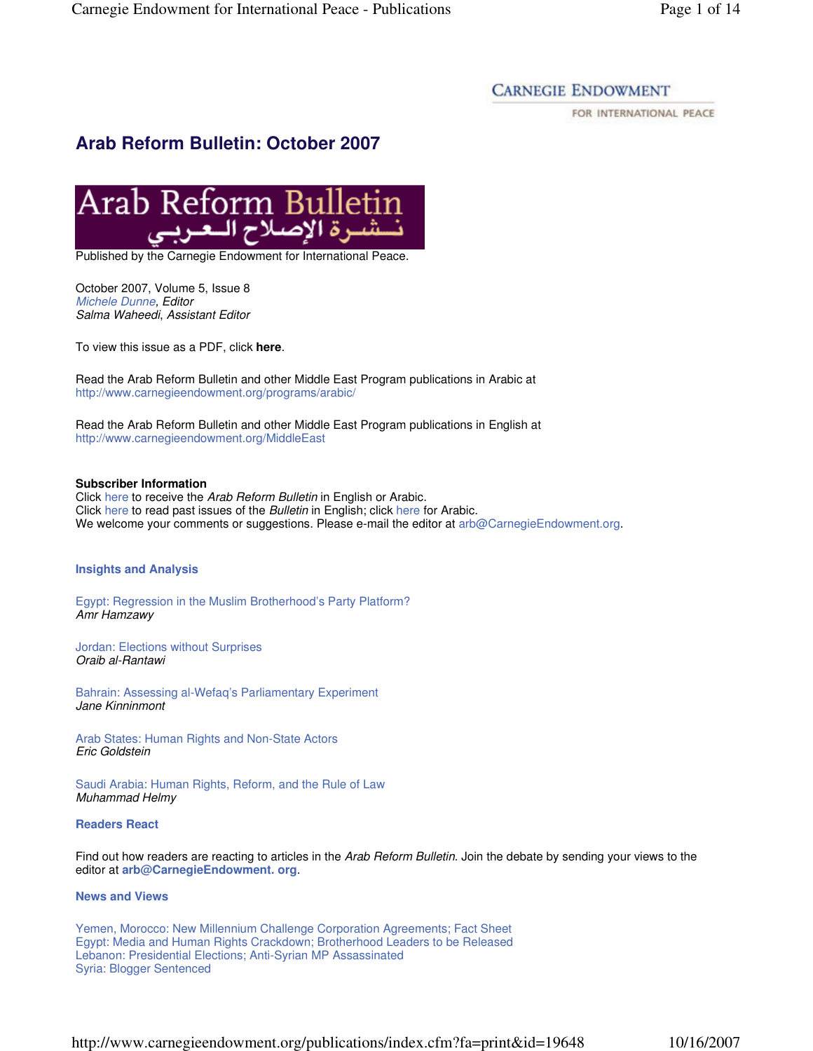CARNEGIE ENDOWMENT FOR INTERNATIONAL PEACE

# Arab Reform Bulletin: October 2007

Arab Reform Bulletin
نشرة الإصلاح العربي

Published by the Carnegie Endowment for International Peace.

October 2007, Volume 5, Issue 8
*Michele Dunne, Editor*
*Salma Waheedi, Assistant Editor*

To view this issue as a PDF, click **here**.

Read the Arab Reform Bulletin and other Middle East Program publications in Arabic at http://www.carnegieendowment.org/programs/arabic/

Read the Arab Reform Bulletin and other Middle East Program publications in English at http://www.carnegieendowment.org/MiddleEast

**Subscriber Information**
Click here to receive the *Arab Reform Bulletin* in English or Arabic.
Click here to read past issues of the *Bulletin* in English; click here for Arabic.
We welcome your comments or suggestions. Please e-mail the editor at arb@CarnegieEndowment.org.

## Insights and Analysis

Egypt: Regression in the Muslim Brotherhood's Party Platform?
*Amr Hamzawy*

Jordan: Elections without Surprises
*Oraib al-Rantawi*

Bahrain: Assessing al-Wefaq's Parliamentary Experiment
*Jane Kinninmont*

Arab States: Human Rights and Non-State Actors
*Eric Goldstein*

Saudi Arabia: Human Rights, Reform, and the Rule of Law
*Muhammad Helmy*

## Readers React

Find out how readers are reacting to articles in the *Arab Reform Bulletin*. Join the debate by sending your views to the editor at **arb@CarnegieEndowment. org**.

## News and Views

Yemen, Morocco: New Millennium Challenge Corporation Agreements; Fact Sheet
Egypt: Media and Human Rights Crackdown; Brotherhood Leaders to be Released
Lebanon: Presidential Elections; Anti-Syrian MP Assassinated
Syria: Blogger Sentenced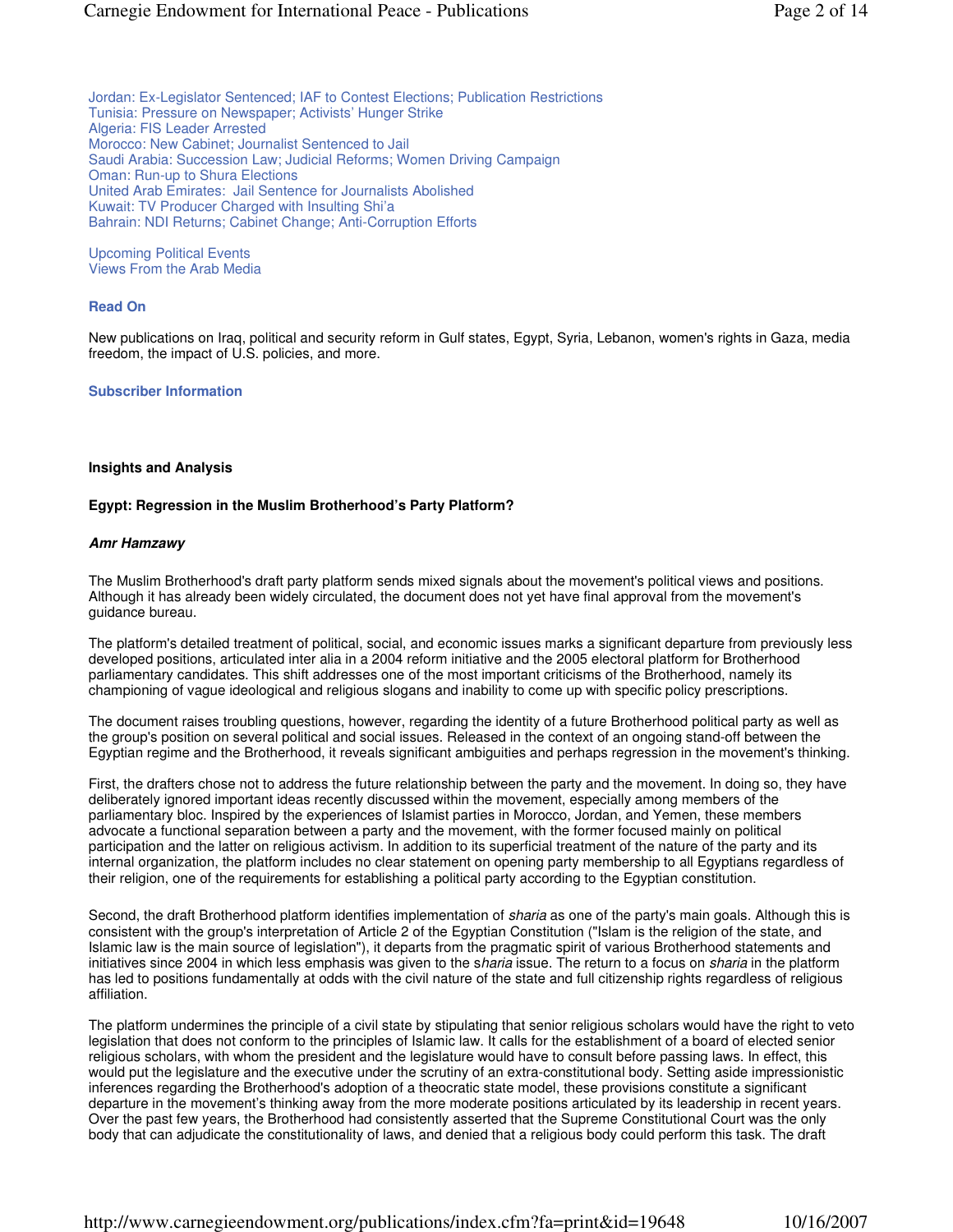Jordan: Ex-Legislator Sentenced; IAF to Contest Elections; Publication Restrictions
Tunisia: Pressure on Newspaper; Activists' Hunger Strike
Algeria: FIS Leader Arrested
Morocco: New Cabinet; Journalist Sentenced to Jail
Saudi Arabia: Succession Law; Judicial Reforms; Women Driving Campaign
Oman: Run-up to Shura Elections
United Arab Emirates: Jail Sentence for Journalists Abolished
Kuwait: TV Producer Charged with Insulting Shi'a
Bahrain: NDI Returns; Cabinet Change; Anti-Corruption Efforts

Upcoming Political Events
Views From the Arab Media

**Read On**

New publications on Iraq, political and security reform in Gulf states, Egypt, Syria, Lebanon, women's rights in Gaza, media freedom, the impact of U.S. policies, and more.

**Subscriber Information**

## Insights and Analysis

### Egypt: Regression in the Muslim Brotherhood's Party Platform?

***Amr Hamzawy***

The Muslim Brotherhood's draft party platform sends mixed signals about the movement's political views and positions. Although it has already been widely circulated, the document does not yet have final approval from the movement's guidance bureau.

The platform's detailed treatment of political, social, and economic issues marks a significant departure from previously less developed positions, articulated inter alia in a 2004 reform initiative and the 2005 electoral platform for Brotherhood parliamentary candidates. This shift addresses one of the most important criticisms of the Brotherhood, namely its championing of vague ideological and religious slogans and inability to come up with specific policy prescriptions.

The document raises troubling questions, however, regarding the identity of a future Brotherhood political party as well as the group's position on several political and social issues. Released in the context of an ongoing stand-off between the Egyptian regime and the Brotherhood, it reveals significant ambiguities and perhaps regression in the movement's thinking.

First, the drafters chose not to address the future relationship between the party and the movement. In doing so, they have deliberately ignored important ideas recently discussed within the movement, especially among members of the parliamentary bloc. Inspired by the experiences of Islamist parties in Morocco, Jordan, and Yemen, these members advocate a functional separation between a party and the movement, with the former focused mainly on political participation and the latter on religious activism. In addition to its superficial treatment of the nature of the party and its internal organization, the platform includes no clear statement on opening party membership to all Egyptians regardless of their religion, one of the requirements for establishing a political party according to the Egyptian constitution.

Second, the draft Brotherhood platform identifies implementation of *sharia* as one of the party's main goals. Although this is consistent with the group's interpretation of Article 2 of the Egyptian Constitution ("Islam is the religion of the state, and Islamic law is the main source of legislation"), it departs from the pragmatic spirit of various Brotherhood statements and initiatives since 2004 in which less emphasis was given to the s*haria* issue. The return to a focus on *sharia* in the platform has led to positions fundamentally at odds with the civil nature of the state and full citizenship rights regardless of religious affiliation.

The platform undermines the principle of a civil state by stipulating that senior religious scholars would have the right to veto legislation that does not conform to the principles of Islamic law. It calls for the establishment of a board of elected senior religious scholars, with whom the president and the legislature would have to consult before passing laws. In effect, this would put the legislature and the executive under the scrutiny of an extra-constitutional body. Setting aside impressionistic inferences regarding the Brotherhood's adoption of a theocratic state model, these provisions constitute a significant departure in the movement's thinking away from the more moderate positions articulated by its leadership in recent years. Over the past few years, the Brotherhood had consistently asserted that the Supreme Constitutional Court was the only body that can adjudicate the constitutionality of laws, and denied that a religious body could perform this task. The draft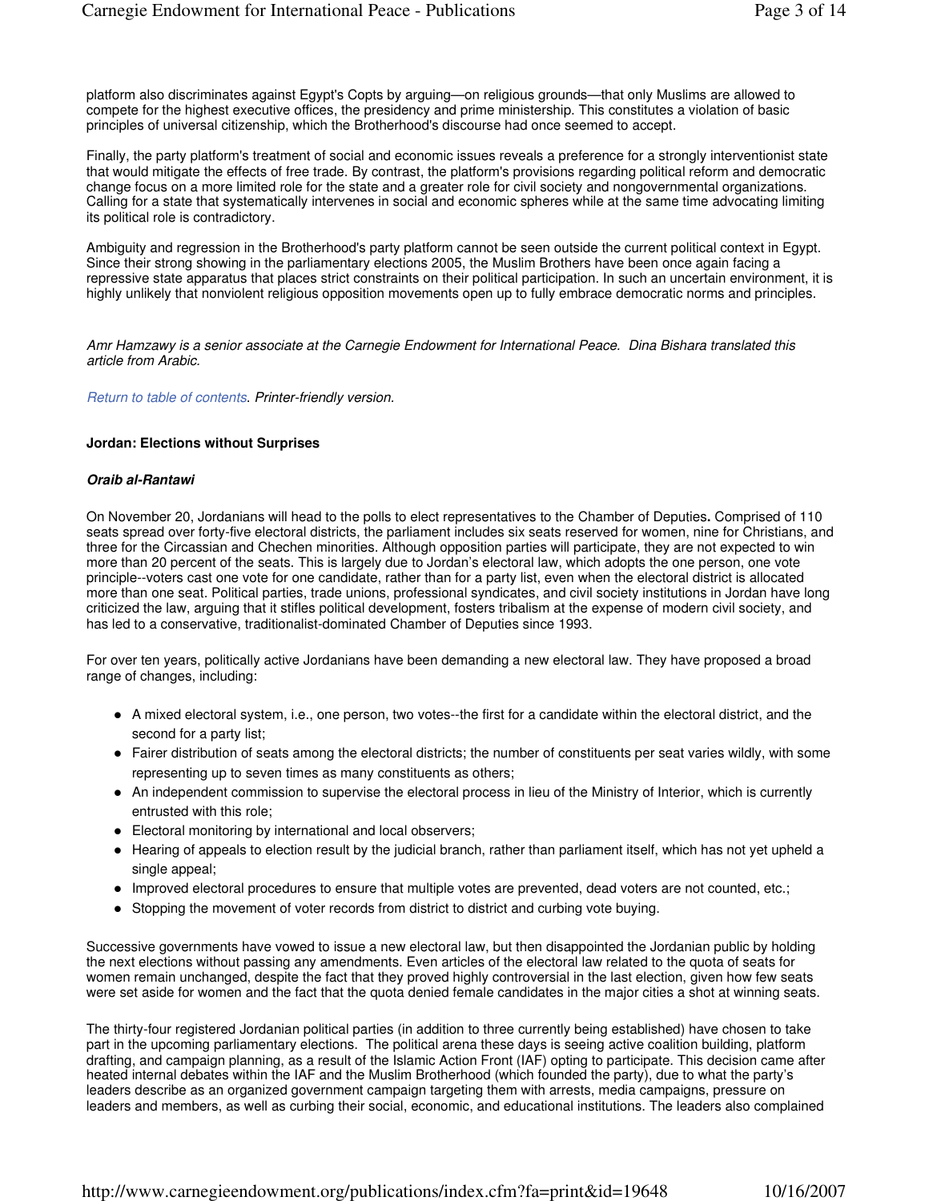platform also discriminates against Egypt's Copts by arguing—on religious grounds—that only Muslims are allowed to compete for the highest executive offices, the presidency and prime ministership. This constitutes a violation of basic principles of universal citizenship, which the Brotherhood's discourse had once seemed to accept.

Finally, the party platform's treatment of social and economic issues reveals a preference for a strongly interventionist state that would mitigate the effects of free trade. By contrast, the platform's provisions regarding political reform and democratic change focus on a more limited role for the state and a greater role for civil society and nongovernmental organizations. Calling for a state that systematically intervenes in social and economic spheres while at the same time advocating limiting its political role is contradictory.

Ambiguity and regression in the Brotherhood's party platform cannot be seen outside the current political context in Egypt. Since their strong showing in the parliamentary elections 2005, the Muslim Brothers have been once again facing a repressive state apparatus that places strict constraints on their political participation. In such an uncertain environment, it is highly unlikely that nonviolent religious opposition movements open up to fully embrace democratic norms and principles.

*Amr Hamzawy is a senior associate at the Carnegie Endowment for International Peace. Dina Bishara translated this article from Arabic.*

*Return to table of contents. Printer-friendly version.*

**Jordan: Elections without Surprises**

***Oraib al-Rantawi***

On November 20, Jordanians will head to the polls to elect representatives to the Chamber of Deputies**.** Comprised of 110 seats spread over forty-five electoral districts, the parliament includes six seats reserved for women, nine for Christians, and three for the Circassian and Chechen minorities. Although opposition parties will participate, they are not expected to win more than 20 percent of the seats. This is largely due to Jordan's electoral law, which adopts the one person, one vote principle--voters cast one vote for one candidate, rather than for a party list, even when the electoral district is allocated more than one seat. Political parties, trade unions, professional syndicates, and civil society institutions in Jordan have long criticized the law, arguing that it stifles political development, fosters tribalism at the expense of modern civil society, and has led to a conservative, traditionalist-dominated Chamber of Deputies since 1993.

For over ten years, politically active Jordanians have been demanding a new electoral law. They have proposed a broad range of changes, including:

- A mixed electoral system, i.e., one person, two votes--the first for a candidate within the electoral district, and the second for a party list;
- Fairer distribution of seats among the electoral districts; the number of constituents per seat varies wildly, with some representing up to seven times as many constituents as others;
- An independent commission to supervise the electoral process in lieu of the Ministry of Interior, which is currently entrusted with this role;
- Electoral monitoring by international and local observers;
- Hearing of appeals to election result by the judicial branch, rather than parliament itself, which has not yet upheld a single appeal;
- Improved electoral procedures to ensure that multiple votes are prevented, dead voters are not counted, etc.;
- Stopping the movement of voter records from district to district and curbing vote buying.

Successive governments have vowed to issue a new electoral law, but then disappointed the Jordanian public by holding the next elections without passing any amendments. Even articles of the electoral law related to the quota of seats for women remain unchanged, despite the fact that they proved highly controversial in the last election, given how few seats were set aside for women and the fact that the quota denied female candidates in the major cities a shot at winning seats.

The thirty-four registered Jordanian political parties (in addition to three currently being established) have chosen to take part in the upcoming parliamentary elections. The political arena these days is seeing active coalition building, platform drafting, and campaign planning, as a result of the Islamic Action Front (IAF) opting to participate. This decision came after heated internal debates within the IAF and the Muslim Brotherhood (which founded the party), due to what the party's leaders describe as an organized government campaign targeting them with arrests, media campaigns, pressure on leaders and members, as well as curbing their social, economic, and educational institutions. The leaders also complained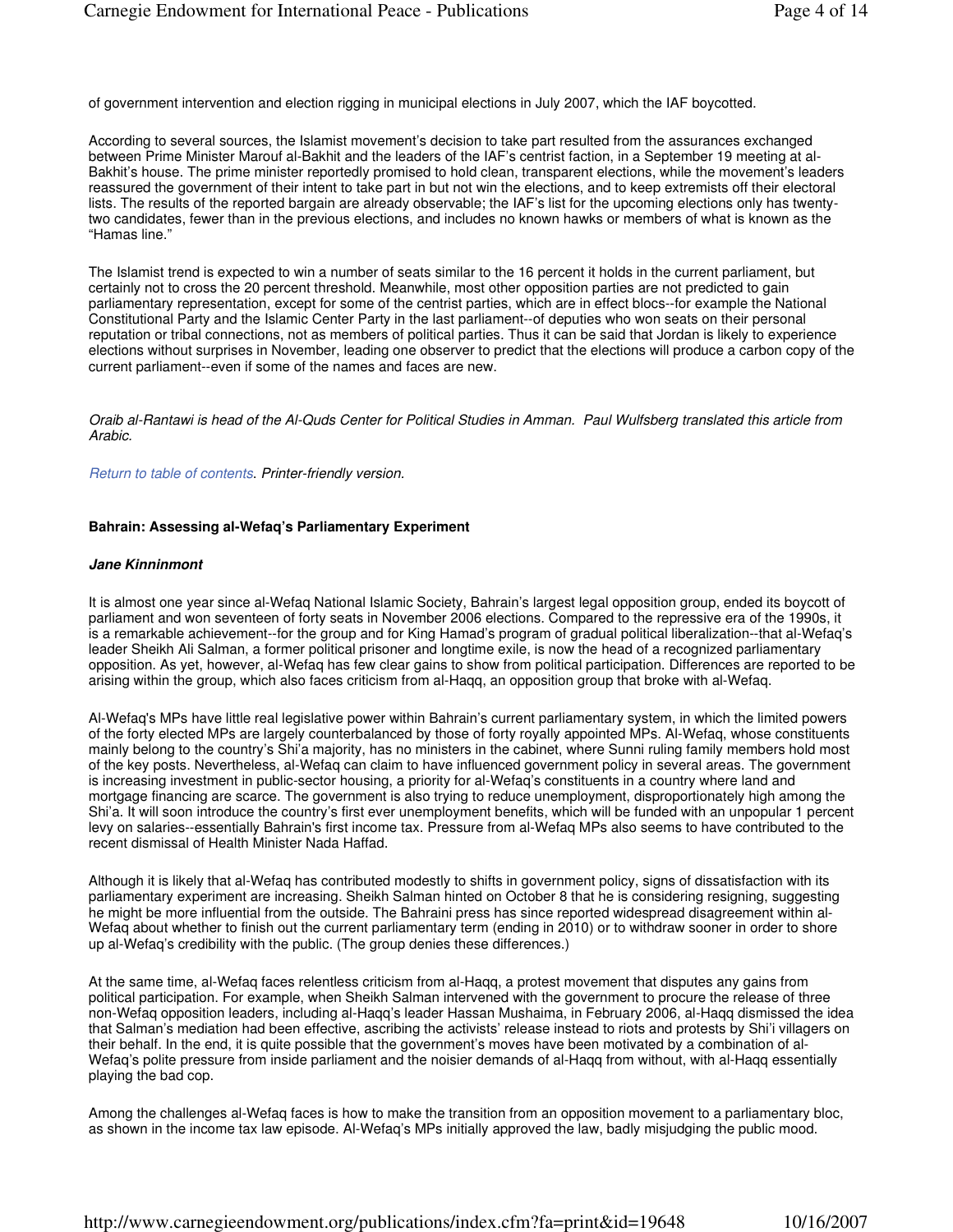of government intervention and election rigging in municipal elections in July 2007, which the IAF boycotted.

According to several sources, the Islamist movement's decision to take part resulted from the assurances exchanged between Prime Minister Marouf al-Bakhit and the leaders of the IAF's centrist faction, in a September 19 meeting at al-Bakhit's house. The prime minister reportedly promised to hold clean, transparent elections, while the movement's leaders reassured the government of their intent to take part in but not win the elections, and to keep extremists off their electoral lists. The results of the reported bargain are already observable; the IAF's list for the upcoming elections only has twenty-two candidates, fewer than in the previous elections, and includes no known hawks or members of what is known as the "Hamas line."

The Islamist trend is expected to win a number of seats similar to the 16 percent it holds in the current parliament, but certainly not to cross the 20 percent threshold. Meanwhile, most other opposition parties are not predicted to gain parliamentary representation, except for some of the centrist parties, which are in effect blocs--for example the National Constitutional Party and the Islamic Center Party in the last parliament--of deputies who won seats on their personal reputation or tribal connections, not as members of political parties. Thus it can be said that Jordan is likely to experience elections without surprises in November, leading one observer to predict that the elections will produce a carbon copy of the current parliament--even if some of the names and faces are new.

*Oraib al-Rantawi is head of the Al-Quds Center for Political Studies in Amman. Paul Wulfsberg translated this article from Arabic.*

*Return to table of contents. Printer-friendly version.*

**Bahrain: Assessing al-Wefaq's Parliamentary Experiment**

***Jane Kinninmont***

It is almost one year since al-Wefaq National Islamic Society, Bahrain's largest legal opposition group, ended its boycott of parliament and won seventeen of forty seats in November 2006 elections. Compared to the repressive era of the 1990s, it is a remarkable achievement--for the group and for King Hamad's program of gradual political liberalization--that al-Wefaq's leader Sheikh Ali Salman, a former political prisoner and longtime exile, is now the head of a recognized parliamentary opposition. As yet, however, al-Wefaq has few clear gains to show from political participation. Differences are reported to be arising within the group, which also faces criticism from al-Haqq, an opposition group that broke with al-Wefaq.

Al-Wefaq's MPs have little real legislative power within Bahrain's current parliamentary system, in which the limited powers of the forty elected MPs are largely counterbalanced by those of forty royally appointed MPs. Al-Wefaq, whose constituents mainly belong to the country's Shi'a majority, has no ministers in the cabinet, where Sunni ruling family members hold most of the key posts. Nevertheless, al-Wefaq can claim to have influenced government policy in several areas. The government is increasing investment in public-sector housing, a priority for al-Wefaq's constituents in a country where land and mortgage financing are scarce. The government is also trying to reduce unemployment, disproportionately high among the Shi'a. It will soon introduce the country's first ever unemployment benefits, which will be funded with an unpopular 1 percent levy on salaries--essentially Bahrain's first income tax. Pressure from al-Wefaq MPs also seems to have contributed to the recent dismissal of Health Minister Nada Haffad.

Although it is likely that al-Wefaq has contributed modestly to shifts in government policy, signs of dissatisfaction with its parliamentary experiment are increasing. Sheikh Salman hinted on October 8 that he is considering resigning, suggesting he might be more influential from the outside. The Bahraini press has since reported widespread disagreement within al-Wefaq about whether to finish out the current parliamentary term (ending in 2010) or to withdraw sooner in order to shore up al-Wefaq's credibility with the public. (The group denies these differences.)

At the same time, al-Wefaq faces relentless criticism from al-Haqq, a protest movement that disputes any gains from political participation. For example, when Sheikh Salman intervened with the government to procure the release of three non-Wefaq opposition leaders, including al-Haqq's leader Hassan Mushaima, in February 2006, al-Haqq dismissed the idea that Salman's mediation had been effective, ascribing the activists' release instead to riots and protests by Shi'i villagers on their behalf. In the end, it is quite possible that the government's moves have been motivated by a combination of al-Wefaq's polite pressure from inside parliament and the noisier demands of al-Haqq from without, with al-Haqq essentially playing the bad cop.

Among the challenges al-Wefaq faces is how to make the transition from an opposition movement to a parliamentary bloc, as shown in the income tax law episode. Al-Wefaq's MPs initially approved the law, badly misjudging the public mood.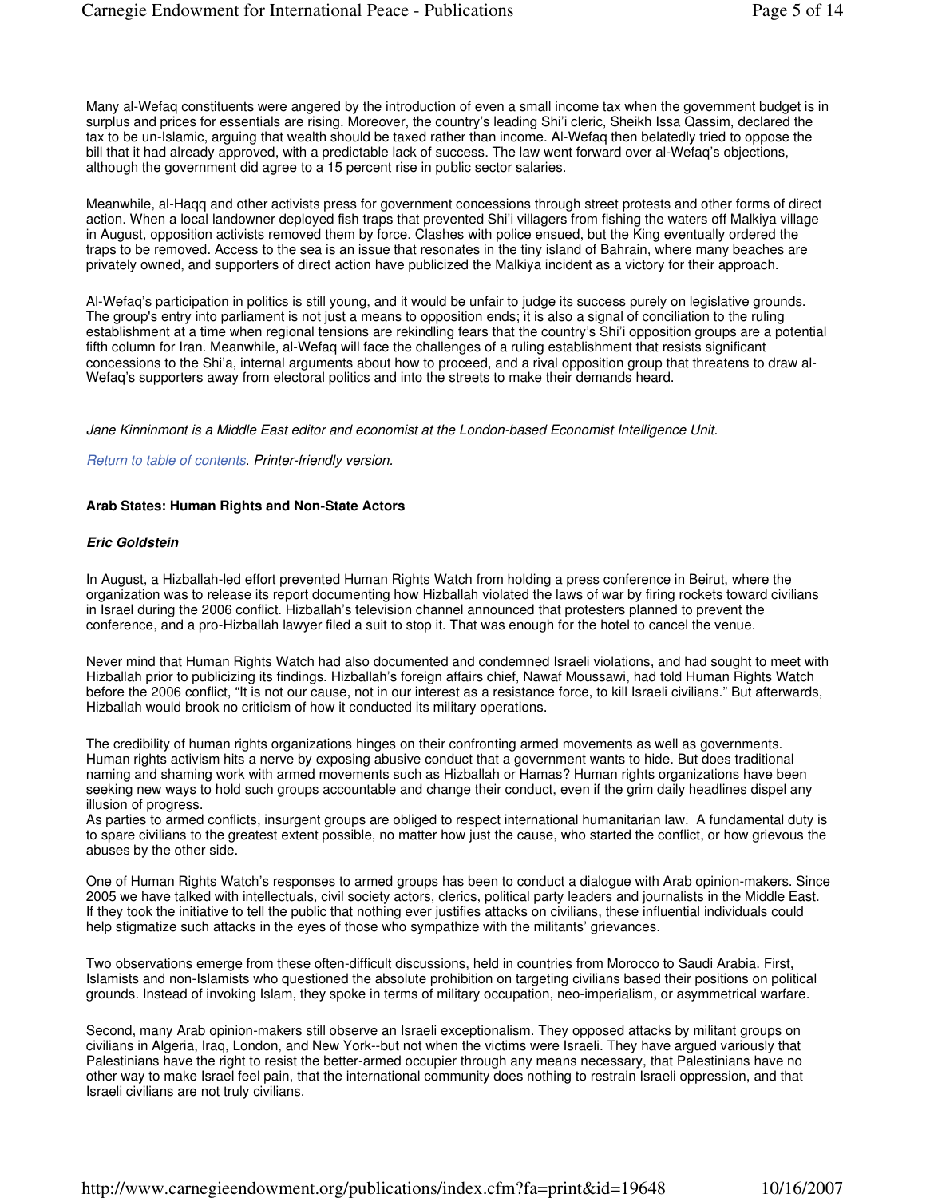Many al-Wefaq constituents were angered by the introduction of even a small income tax when the government budget is in surplus and prices for essentials are rising. Moreover, the country's leading Shi'i cleric, Sheikh Issa Qassim, declared the tax to be un-Islamic, arguing that wealth should be taxed rather than income. Al-Wefaq then belatedly tried to oppose the bill that it had already approved, with a predictable lack of success. The law went forward over al-Wefaq's objections, although the government did agree to a 15 percent rise in public sector salaries.

Meanwhile, al-Haqq and other activists press for government concessions through street protests and other forms of direct action. When a local landowner deployed fish traps that prevented Shi'i villagers from fishing the waters off Malkiya village in August, opposition activists removed them by force. Clashes with police ensued, but the King eventually ordered the traps to be removed. Access to the sea is an issue that resonates in the tiny island of Bahrain, where many beaches are privately owned, and supporters of direct action have publicized the Malkiya incident as a victory for their approach.

Al-Wefaq's participation in politics is still young, and it would be unfair to judge its success purely on legislative grounds. The group's entry into parliament is not just a means to opposition ends; it is also a signal of conciliation to the ruling establishment at a time when regional tensions are rekindling fears that the country's Shi'i opposition groups are a potential fifth column for Iran. Meanwhile, al-Wefaq will face the challenges of a ruling establishment that resists significant concessions to the Shi'a, internal arguments about how to proceed, and a rival opposition group that threatens to draw al-Wefaq's supporters away from electoral politics and into the streets to make their demands heard.

*Jane Kinninmont is a Middle East editor and economist at the London-based Economist Intelligence Unit.*

*Return to table of contents. Printer-friendly version.*

**Arab States: Human Rights and Non-State Actors**

***Eric Goldstein***

In August, a Hizballah-led effort prevented Human Rights Watch from holding a press conference in Beirut, where the organization was to release its report documenting how Hizballah violated the laws of war by firing rockets toward civilians in Israel during the 2006 conflict. Hizballah's television channel announced that protesters planned to prevent the conference, and a pro-Hizballah lawyer filed a suit to stop it. That was enough for the hotel to cancel the venue.

Never mind that Human Rights Watch had also documented and condemned Israeli violations, and had sought to meet with Hizballah prior to publicizing its findings. Hizballah's foreign affairs chief, Nawaf Moussawi, had told Human Rights Watch before the 2006 conflict, "It is not our cause, not in our interest as a resistance force, to kill Israeli civilians." But afterwards, Hizballah would brook no criticism of how it conducted its military operations.

The credibility of human rights organizations hinges on their confronting armed movements as well as governments. Human rights activism hits a nerve by exposing abusive conduct that a government wants to hide. But does traditional naming and shaming work with armed movements such as Hizballah or Hamas? Human rights organizations have been seeking new ways to hold such groups accountable and change their conduct, even if the grim daily headlines dispel any illusion of progress.

As parties to armed conflicts, insurgent groups are obliged to respect international humanitarian law. A fundamental duty is to spare civilians to the greatest extent possible, no matter how just the cause, who started the conflict, or how grievous the abuses by the other side.

One of Human Rights Watch's responses to armed groups has been to conduct a dialogue with Arab opinion-makers. Since 2005 we have talked with intellectuals, civil society actors, clerics, political party leaders and journalists in the Middle East. If they took the initiative to tell the public that nothing ever justifies attacks on civilians, these influential individuals could help stigmatize such attacks in the eyes of those who sympathize with the militants' grievances.

Two observations emerge from these often-difficult discussions, held in countries from Morocco to Saudi Arabia. First, Islamists and non-Islamists who questioned the absolute prohibition on targeting civilians based their positions on political grounds. Instead of invoking Islam, they spoke in terms of military occupation, neo-imperialism, or asymmetrical warfare.

Second, many Arab opinion-makers still observe an Israeli exceptionalism. They opposed attacks by militant groups on civilians in Algeria, Iraq, London, and New York--but not when the victims were Israeli. They have argued variously that Palestinians have the right to resist the better-armed occupier through any means necessary, that Palestinians have no other way to make Israel feel pain, that the international community does nothing to restrain Israeli oppression, and that Israeli civilians are not truly civilians.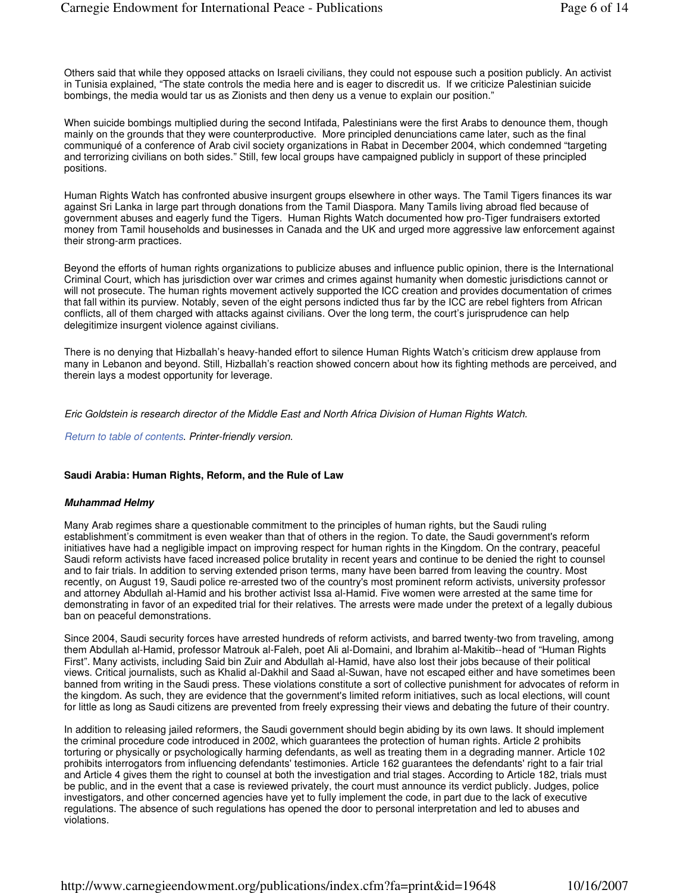Others said that while they opposed attacks on Israeli civilians, they could not espouse such a position publicly. An activist in Tunisia explained, “The state controls the media here and is eager to discredit us. If we criticize Palestinian suicide bombings, the media would tar us as Zionists and then deny us a venue to explain our position.”

When suicide bombings multiplied during the second Intifada, Palestinians were the first Arabs to denounce them, though mainly on the grounds that they were counterproductive. More principled denunciations came later, such as the final communiqué of a conference of Arab civil society organizations in Rabat in December 2004, which condemned “targeting and terrorizing civilians on both sides.” Still, few local groups have campaigned publicly in support of these principled positions.

Human Rights Watch has confronted abusive insurgent groups elsewhere in other ways. The Tamil Tigers finances its war against Sri Lanka in large part through donations from the Tamil Diaspora. Many Tamils living abroad fled because of government abuses and eagerly fund the Tigers. Human Rights Watch documented how pro-Tiger fundraisers extorted money from Tamil households and businesses in Canada and the UK and urged more aggressive law enforcement against their strong-arm practices.

Beyond the efforts of human rights organizations to publicize abuses and influence public opinion, there is the International Criminal Court, which has jurisdiction over war crimes and crimes against humanity when domestic jurisdictions cannot or will not prosecute. The human rights movement actively supported the ICC creation and provides documentation of crimes that fall within its purview. Notably, seven of the eight persons indicted thus far by the ICC are rebel fighters from African conflicts, all of them charged with attacks against civilians. Over the long term, the court’s jurisprudence can help delegitimize insurgent violence against civilians.

There is no denying that Hizballah’s heavy-handed effort to silence Human Rights Watch’s criticism drew applause from many in Lebanon and beyond. Still, Hizballah’s reaction showed concern about how its fighting methods are perceived, and therein lays a modest opportunity for leverage.

*Eric Goldstein is research director of the Middle East and North Africa Division of Human Rights Watch.*

Return to table of contents. *Printer-friendly version.*

### Saudi Arabia: Human Rights, Reform, and the Rule of Law

***Muhammad Helmy***

Many Arab regimes share a questionable commitment to the principles of human rights, but the Saudi ruling establishment’s commitment is even weaker than that of others in the region. To date, the Saudi government's reform initiatives have had a negligible impact on improving respect for human rights in the Kingdom. On the contrary, peaceful Saudi reform activists have faced increased police brutality in recent years and continue to be denied the right to counsel and to fair trials. In addition to serving extended prison terms, many have been barred from leaving the country. Most recently, on August 19, Saudi police re-arrested two of the country's most prominent reform activists, university professor and attorney Abdullah al-Hamid and his brother activist Issa al-Hamid. Five women were arrested at the same time for demonstrating in favor of an expedited trial for their relatives. The arrests were made under the pretext of a legally dubious ban on peaceful demonstrations.

Since 2004, Saudi security forces have arrested hundreds of reform activists, and barred twenty-two from traveling, among them Abdullah al-Hamid, professor Matrouk al-Faleh, poet Ali al-Domaini, and Ibrahim al-Makitib--head of “Human Rights First”. Many activists, including Said bin Zuir and Abdullah al-Hamid, have also lost their jobs because of their political views. Critical journalists, such as Khalid al-Dakhil and Saad al-Suwan, have not escaped either and have sometimes been banned from writing in the Saudi press. These violations constitute a sort of collective punishment for advocates of reform in the kingdom. As such, they are evidence that the government's limited reform initiatives, such as local elections, will count for little as long as Saudi citizens are prevented from freely expressing their views and debating the future of their country.

In addition to releasing jailed reformers, the Saudi government should begin abiding by its own laws. It should implement the criminal procedure code introduced in 2002, which guarantees the protection of human rights. Article 2 prohibits torturing or physically or psychologically harming defendants, as well as treating them in a degrading manner. Article 102 prohibits interrogators from influencing defendants' testimonies. Article 162 guarantees the defendants' right to a fair trial and Article 4 gives them the right to counsel at both the investigation and trial stages. According to Article 182, trials must be public, and in the event that a case is reviewed privately, the court must announce its verdict publicly. Judges, police investigators, and other concerned agencies have yet to fully implement the code, in part due to the lack of executive regulations. The absence of such regulations has opened the door to personal interpretation and led to abuses and violations.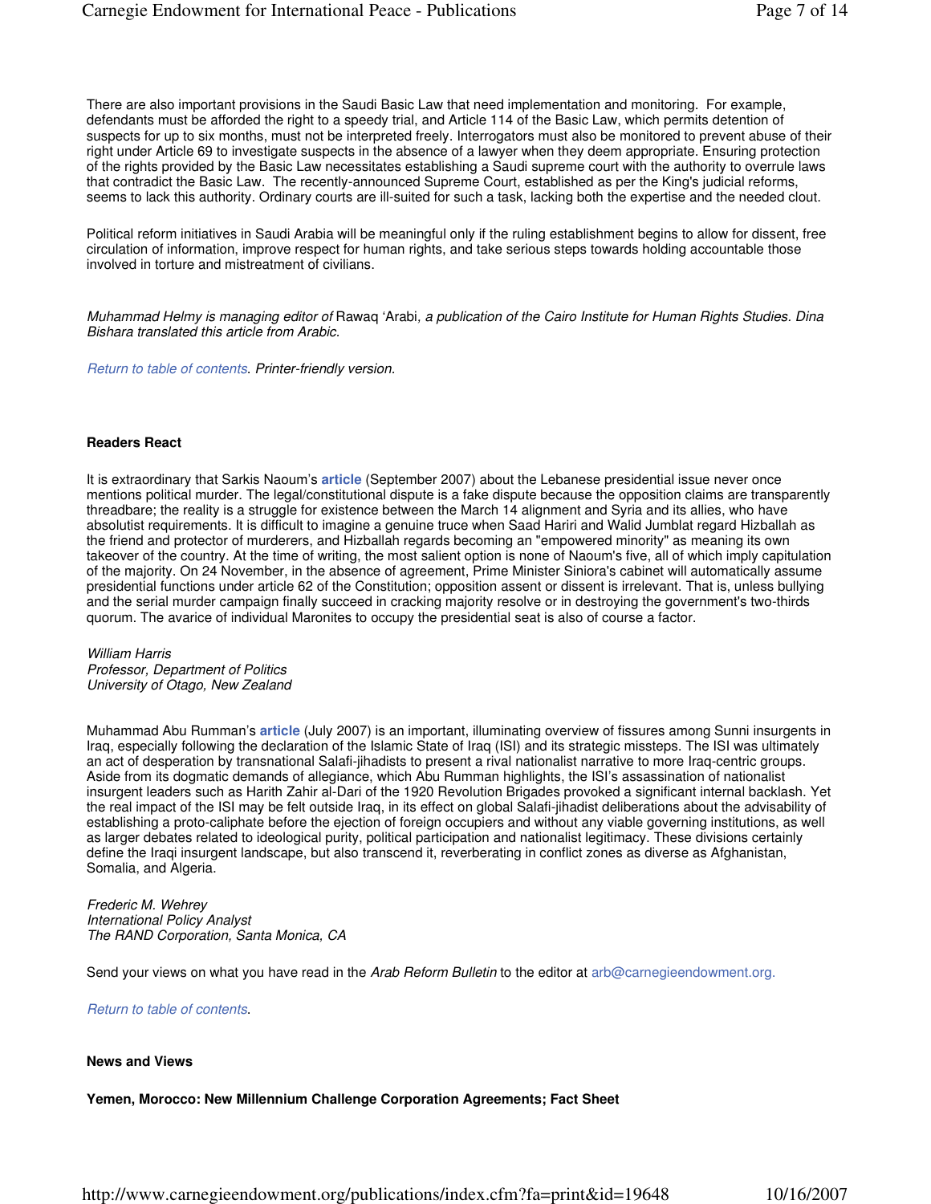There are also important provisions in the Saudi Basic Law that need implementation and monitoring. For example, defendants must be afforded the right to a speedy trial, and Article 114 of the Basic Law, which permits detention of suspects for up to six months, must not be interpreted freely. Interrogators must also be monitored to prevent abuse of their right under Article 69 to investigate suspects in the absence of a lawyer when they deem appropriate. Ensuring protection of the rights provided by the Basic Law necessitates establishing a Saudi supreme court with the authority to overrule laws that contradict the Basic Law. The recently-announced Supreme Court, established as per the King's judicial reforms, seems to lack this authority. Ordinary courts are ill-suited for such a task, lacking both the expertise and the needed clout.

Political reform initiatives in Saudi Arabia will be meaningful only if the ruling establishment begins to allow for dissent, free circulation of information, improve respect for human rights, and take serious steps towards holding accountable those involved in torture and mistreatment of civilians.

*Muhammad Helmy is managing editor of* Rawaq 'Arabi*, a publication of the Cairo Institute for Human Rights Studies. Dina Bishara translated this article from Arabic.*

*Return to table of contents. Printer-friendly version.*

**Readers React**

It is extraordinary that Sarkis Naoum's **article** (September 2007) about the Lebanese presidential issue never once mentions political murder. The legal/constitutional dispute is a fake dispute because the opposition claims are transparently threadbare; the reality is a struggle for existence between the March 14 alignment and Syria and its allies, who have absolutist requirements. It is difficult to imagine a genuine truce when Saad Hariri and Walid Jumblat regard Hizballah as the friend and protector of murderers, and Hizballah regards becoming an "empowered minority" as meaning its own takeover of the country. At the time of writing, the most salient option is none of Naoum's five, all of which imply capitulation of the majority. On 24 November, in the absence of agreement, Prime Minister Siniora's cabinet will automatically assume presidential functions under article 62 of the Constitution; opposition assent or dissent is irrelevant. That is, unless bullying and the serial murder campaign finally succeed in cracking majority resolve or in destroying the government's two-thirds quorum. The avarice of individual Maronites to occupy the presidential seat is also of course a factor.

*William Harris*
*Professor, Department of Politics*
*University of Otago, New Zealand*

Muhammad Abu Rumman's **article** (July 2007) is an important, illuminating overview of fissures among Sunni insurgents in Iraq, especially following the declaration of the Islamic State of Iraq (ISI) and its strategic missteps. The ISI was ultimately an act of desperation by transnational Salafi-jihadists to present a rival nationalist narrative to more Iraq-centric groups. Aside from its dogmatic demands of allegiance, which Abu Rumman highlights, the ISI's assassination of nationalist insurgent leaders such as Harith Zahir al-Dari of the 1920 Revolution Brigades provoked a significant internal backlash. Yet the real impact of the ISI may be felt outside Iraq, in its effect on global Salafi-jihadist deliberations about the advisability of establishing a proto-caliphate before the ejection of foreign occupiers and without any viable governing institutions, as well as larger debates related to ideological purity, political participation and nationalist legitimacy. These divisions certainly define the Iraqi insurgent landscape, but also transcend it, reverberating in conflict zones as diverse as Afghanistan, Somalia, and Algeria.

*Frederic M. Wehrey*
*International Policy Analyst*
*The RAND Corporation, Santa Monica, CA*

Send your views on what you have read in the *Arab Reform Bulletin* to the editor at arb@carnegieendowment.org.

*Return to table of contents.*

**News and Views**

**Yemen, Morocco: New Millennium Challenge Corporation Agreements; Fact Sheet**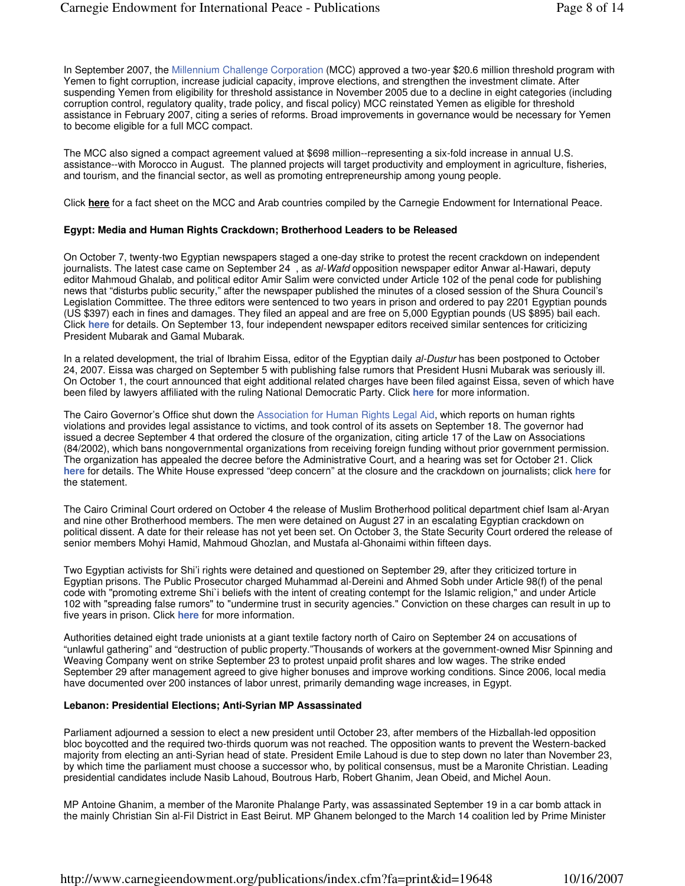In September 2007, the Millennium Challenge Corporation (MCC) approved a two-year $20.6 million threshold program with Yemen to fight corruption, increase judicial capacity, improve elections, and strengthen the investment climate. After suspending Yemen from eligibility for threshold assistance in November 2005 due to a decline in eight categories (including corruption control, regulatory quality, trade policy, and fiscal policy) MCC reinstated Yemen as eligible for threshold assistance in February 2007, citing a series of reforms. Broad improvements in governance would be necessary for Yemen to become eligible for a full MCC compact.

The MCC also signed a compact agreement valued at $698 million--representing a six-fold increase in annual U.S. assistance--with Morocco in August. The planned projects will target productivity and employment in agriculture, fisheries, and tourism, and the financial sector, as well as promoting entrepreneurship among young people.

Click **here** for a fact sheet on the MCC and Arab countries compiled by the Carnegie Endowment for International Peace.

**Egypt: Media and Human Rights Crackdown; Brotherhood Leaders to be Released**

On October 7, twenty-two Egyptian newspapers staged a one-day strike to protest the recent crackdown on independent journalists. The latest case came on September 24 , as *al-Wafd* opposition newspaper editor Anwar al-Hawari, deputy editor Mahmoud Ghalab, and political editor Amir Salim were convicted under Article 102 of the penal code for publishing news that "disturbs public security," after the newspaper published the minutes of a closed session of the Shura Council's Legislation Committee. The three editors were sentenced to two years in prison and ordered to pay 2201 Egyptian pounds (US $397) each in fines and damages. They filed an appeal and are free on 5,000 Egyptian pounds (US $895) bail each. Click **here** for details. On September 13, four independent newspaper editors received similar sentences for criticizing President Mubarak and Gamal Mubarak.

In a related development, the trial of Ibrahim Eissa, editor of the Egyptian daily *al-Dustur* has been postponed to October 24, 2007. Eissa was charged on September 5 with publishing false rumors that President Husni Mubarak was seriously ill. On October 1, the court announced that eight additional related charges have been filed against Eissa, seven of which have been filed by lawyers affiliated with the ruling National Democratic Party. Click **here** for more information.

The Cairo Governor's Office shut down the Association for Human Rights Legal Aid, which reports on human rights violations and provides legal assistance to victims, and took control of its assets on September 18. The governor had issued a decree September 4 that ordered the closure of the organization, citing article 17 of the Law on Associations (84/2002), which bans nongovernmental organizations from receiving foreign funding without prior government permission. The organization has appealed the decree before the Administrative Court, and a hearing was set for October 21. Click **here** for details. The White House expressed "deep concern" at the closure and the crackdown on journalists; click **here** for the statement.

The Cairo Criminal Court ordered on October 4 the release of Muslim Brotherhood political department chief Isam al-Aryan and nine other Brotherhood members. The men were detained on August 27 in an escalating Egyptian crackdown on political dissent. A date for their release has not yet been set. On October 3, the State Security Court ordered the release of senior members Mohyi Hamid, Mahmoud Ghozlan, and Mustafa al-Ghonaimi within fifteen days.

Two Egyptian activists for Shi'i rights were detained and questioned on September 29, after they criticized torture in Egyptian prisons. The Public Prosecutor charged Muhammad al-Dereini and Ahmed Sobh under Article 98(f) of the penal code with "promoting extreme Shi`i beliefs with the intent of creating contempt for the Islamic religion," and under Article 102 with "spreading false rumors" to "undermine trust in security agencies." Conviction on these charges can result in up to five years in prison. Click **here** for more information.

Authorities detained eight trade unionists at a giant textile factory north of Cairo on September 24 on accusations of "unlawful gathering" and "destruction of public property."Thousands of workers at the government-owned Misr Spinning and Weaving Company went on strike September 23 to protest unpaid profit shares and low wages. The strike ended September 29 after management agreed to give higher bonuses and improve working conditions. Since 2006, local media have documented over 200 instances of labor unrest, primarily demanding wage increases, in Egypt.

**Lebanon: Presidential Elections; Anti-Syrian MP Assassinated**

Parliament adjourned a session to elect a new president until October 23, after members of the Hizballah-led opposition bloc boycotted and the required two-thirds quorum was not reached. The opposition wants to prevent the Western-backed majority from electing an anti-Syrian head of state. President Emile Lahoud is due to step down no later than November 23, by which time the parliament must choose a successor who, by political consensus, must be a Maronite Christian. Leading presidential candidates include Nasib Lahoud, Boutrous Harb, Robert Ghanim, Jean Obeid, and Michel Aoun.

MP Antoine Ghanim, a member of the Maronite Phalange Party, was assassinated September 19 in a car bomb attack in the mainly Christian Sin al-Fil District in East Beirut. MP Ghanem belonged to the March 14 coalition led by Prime Minister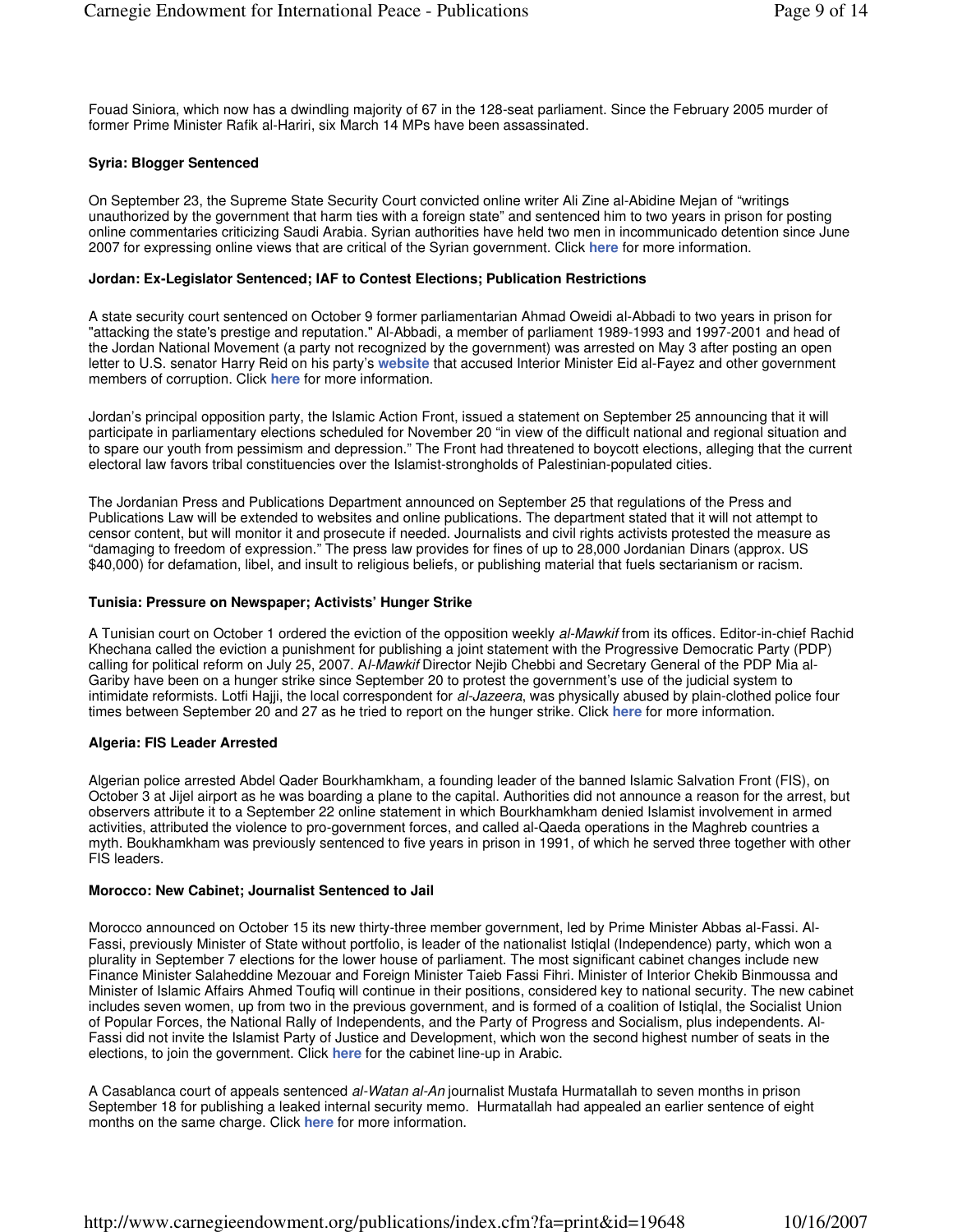Fouad Siniora, which now has a dwindling majority of 67 in the 128-seat parliament. Since the February 2005 murder of former Prime Minister Rafik al-Hariri, six March 14 MPs have been assassinated.

**Syria: Blogger Sentenced**

On September 23, the Supreme State Security Court convicted online writer Ali Zine al-Abidine Mejan of "writings unauthorized by the government that harm ties with a foreign state" and sentenced him to two years in prison for posting online commentaries criticizing Saudi Arabia. Syrian authorities have held two men in incommunicado detention since June 2007 for expressing online views that are critical of the Syrian government. Click **here** for more information.

**Jordan: Ex-Legislator Sentenced; IAF to Contest Elections; Publication Restrictions**

A state security court sentenced on October 9 former parliamentarian Ahmad Oweidi al-Abbadi to two years in prison for "attacking the state's prestige and reputation." Al-Abbadi, a member of parliament 1989-1993 and 1997-2001 and head of the Jordan National Movement (a party not recognized by the government) was arrested on May 3 after posting an open letter to U.S. senator Harry Reid on his party's **website** that accused Interior Minister Eid al-Fayez and other government members of corruption. Click **here** for more information.

Jordan's principal opposition party, the Islamic Action Front, issued a statement on September 25 announcing that it will participate in parliamentary elections scheduled for November 20 "in view of the difficult national and regional situation and to spare our youth from pessimism and depression." The Front had threatened to boycott elections, alleging that the current electoral law favors tribal constituencies over the Islamist-strongholds of Palestinian-populated cities.

The Jordanian Press and Publications Department announced on September 25 that regulations of the Press and Publications Law will be extended to websites and online publications. The department stated that it will not attempt to censor content, but will monitor it and prosecute if needed. Journalists and civil rights activists protested the measure as "damaging to freedom of expression." The press law provides for fines of up to 28,000 Jordanian Dinars (approx. US $40,000) for defamation, libel, and insult to religious beliefs, or publishing material that fuels sectarianism or racism.

**Tunisia: Pressure on Newspaper; Activists' Hunger Strike**

A Tunisian court on October 1 ordered the eviction of the opposition weekly *al-Mawkif* from its offices. Editor-in-chief Rachid Khechana called the eviction a punishment for publishing a joint statement with the Progressive Democratic Party (PDP) calling for political reform on July 25, 2007. A*l-Mawkif* Director Nejib Chebbi and Secretary General of the PDP Mia al-Gariby have been on a hunger strike since September 20 to protest the government's use of the judicial system to intimidate reformists. Lotfi Hajji, the local correspondent for *al-Jazeera*, was physically abused by plain-clothed police four times between September 20 and 27 as he tried to report on the hunger strike. Click **here** for more information.

**Algeria: FIS Leader Arrested**

Algerian police arrested Abdel Qader Bourkhamkham, a founding leader of the banned Islamic Salvation Front (FIS), on October 3 at Jijel airport as he was boarding a plane to the capital. Authorities did not announce a reason for the arrest, but observers attribute it to a September 22 online statement in which Bourkhamkham denied Islamist involvement in armed activities, attributed the violence to pro-government forces, and called al-Qaeda operations in the Maghreb countries a myth. Boukhamkham was previously sentenced to five years in prison in 1991, of which he served three together with other FIS leaders.

**Morocco: New Cabinet; Journalist Sentenced to Jail**

Morocco announced on October 15 its new thirty-three member government, led by Prime Minister Abbas al-Fassi. Al-Fassi, previously Minister of State without portfolio, is leader of the nationalist Istiqlal (Independence) party, which won a plurality in September 7 elections for the lower house of parliament. The most significant cabinet changes include new Finance Minister Salaheddine Mezouar and Foreign Minister Taieb Fassi Fihri. Minister of Interior Chekib Binmoussa and Minister of Islamic Affairs Ahmed Toufiq will continue in their positions, considered key to national security. The new cabinet includes seven women, up from two in the previous government, and is formed of a coalition of Istiqlal, the Socialist Union of Popular Forces, the National Rally of Independents, and the Party of Progress and Socialism, plus independents. Al-Fassi did not invite the Islamist Party of Justice and Development, which won the second highest number of seats in the elections, to join the government. Click **here** for the cabinet line-up in Arabic.

A Casablanca court of appeals sentenced *al-Watan al-An* journalist Mustafa Hurmatallah to seven months in prison September 18 for publishing a leaked internal security memo. Hurmatallah had appealed an earlier sentence of eight months on the same charge. Click **here** for more information.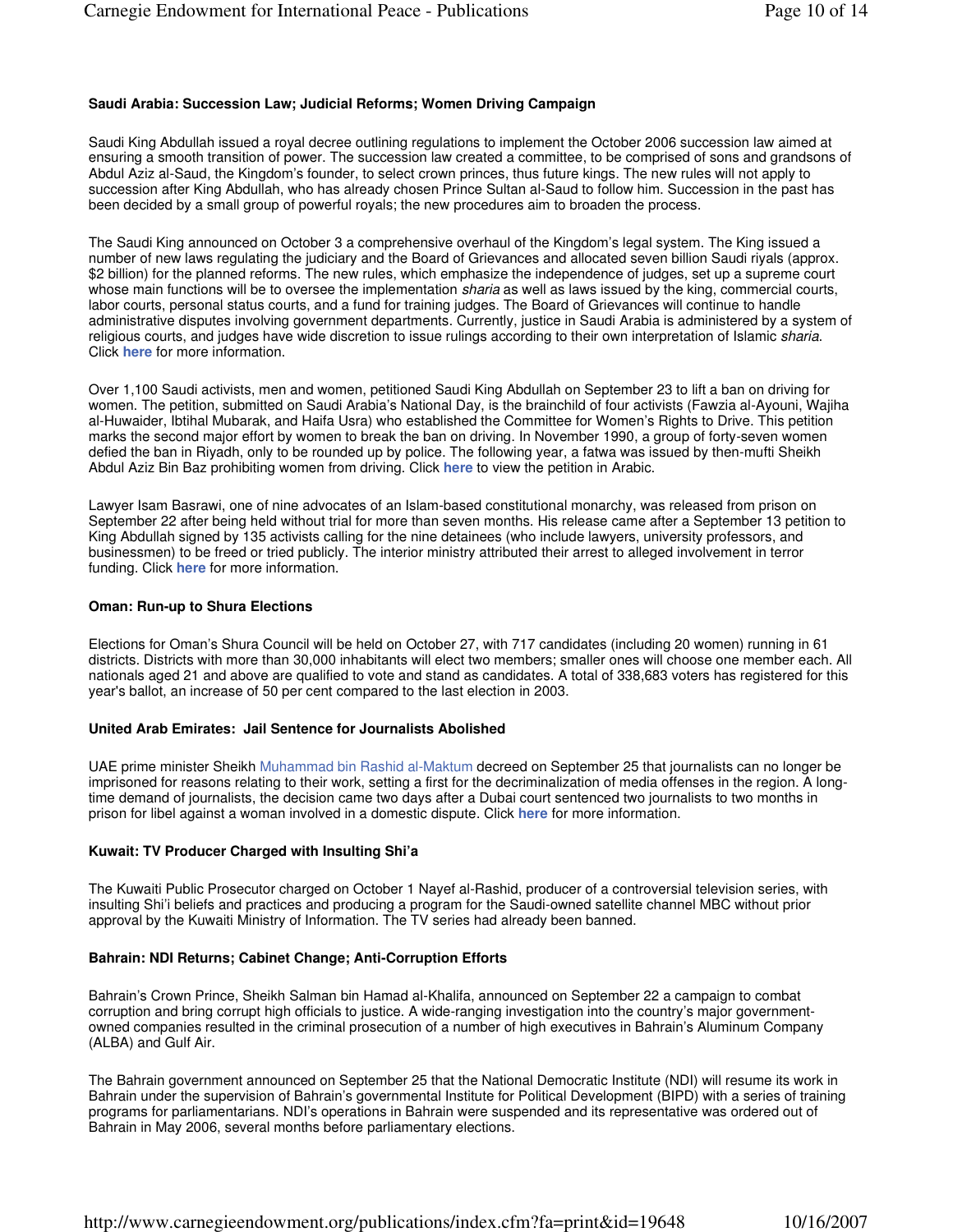**Saudi Arabia: Succession Law; Judicial Reforms; Women Driving Campaign**

Saudi King Abdullah issued a royal decree outlining regulations to implement the October 2006 succession law aimed at ensuring a smooth transition of power. The succession law created a committee, to be comprised of sons and grandsons of Abdul Aziz al-Saud, the Kingdom's founder, to select crown princes, thus future kings. The new rules will not apply to succession after King Abdullah, who has already chosen Prince Sultan al-Saud to follow him. Succession in the past has been decided by a small group of powerful royals; the new procedures aim to broaden the process.

The Saudi King announced on October 3 a comprehensive overhaul of the Kingdom's legal system. The King issued a number of new laws regulating the judiciary and the Board of Grievances and allocated seven billion Saudi riyals (approx. $2 billion) for the planned reforms. The new rules, which emphasize the independence of judges, set up a supreme court whose main functions will be to oversee the implementation *sharia* as well as laws issued by the king, commercial courts, labor courts, personal status courts, and a fund for training judges. The Board of Grievances will continue to handle administrative disputes involving government departments. Currently, justice in Saudi Arabia is administered by a system of religious courts, and judges have wide discretion to issue rulings according to their own interpretation of Islamic *sharia*. Click **here** for more information.

Over 1,100 Saudi activists, men and women, petitioned Saudi King Abdullah on September 23 to lift a ban on driving for women. The petition, submitted on Saudi Arabia's National Day, is the brainchild of four activists (Fawzia al-Ayouni, Wajiha al-Huwaider, Ibtihal Mubarak, and Haifa Usra) who established the Committee for Women's Rights to Drive. This petition marks the second major effort by women to break the ban on driving. In November 1990, a group of forty-seven women defied the ban in Riyadh, only to be rounded up by police. The following year, a fatwa was issued by then-mufti Sheikh Abdul Aziz Bin Baz prohibiting women from driving. Click **here** to view the petition in Arabic.

Lawyer Isam Basrawi, one of nine advocates of an Islam-based constitutional monarchy, was released from prison on September 22 after being held without trial for more than seven months. His release came after a September 13 petition to King Abdullah signed by 135 activists calling for the nine detainees (who include lawyers, university professors, and businessmen) to be freed or tried publicly. The interior ministry attributed their arrest to alleged involvement in terror funding. Click **here** for more information.

**Oman: Run-up to Shura Elections**

Elections for Oman's Shura Council will be held on October 27, with 717 candidates (including 20 women) running in 61 districts. Districts with more than 30,000 inhabitants will elect two members; smaller ones will choose one member each. All nationals aged 21 and above are qualified to vote and stand as candidates. A total of 338,683 voters has registered for this year's ballot, an increase of 50 per cent compared to the last election in 2003.

**United Arab Emirates: Jail Sentence for Journalists Abolished**

UAE prime minister Sheikh Muhammad bin Rashid al-Maktum decreed on September 25 that journalists can no longer be imprisoned for reasons relating to their work, setting a first for the decriminalization of media offenses in the region. A long-time demand of journalists, the decision came two days after a Dubai court sentenced two journalists to two months in prison for libel against a woman involved in a domestic dispute. Click **here** for more information.

**Kuwait: TV Producer Charged with Insulting Shi'a**

The Kuwaiti Public Prosecutor charged on October 1 Nayef al-Rashid, producer of a controversial television series, with insulting Shi'i beliefs and practices and producing a program for the Saudi-owned satellite channel MBC without prior approval by the Kuwaiti Ministry of Information. The TV series had already been banned.

**Bahrain: NDI Returns; Cabinet Change; Anti-Corruption Efforts**

Bahrain's Crown Prince, Sheikh Salman bin Hamad al-Khalifa, announced on September 22 a campaign to combat corruption and bring corrupt high officials to justice. A wide-ranging investigation into the country's major government-owned companies resulted in the criminal prosecution of a number of high executives in Bahrain's Aluminum Company (ALBA) and Gulf Air.

The Bahrain government announced on September 25 that the National Democratic Institute (NDI) will resume its work in Bahrain under the supervision of Bahrain's governmental Institute for Political Development (BIPD) with a series of training programs for parliamentarians. NDI's operations in Bahrain were suspended and its representative was ordered out of Bahrain in May 2006, several months before parliamentary elections.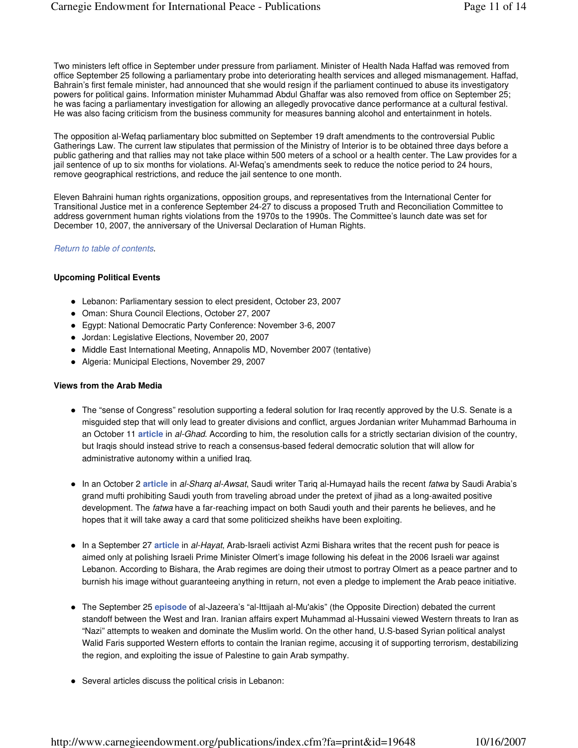Two ministers left office in September under pressure from parliament. Minister of Health Nada Haffad was removed from office September 25 following a parliamentary probe into deteriorating health services and alleged mismanagement. Haffad, Bahrain's first female minister, had announced that she would resign if the parliament continued to abuse its investigatory powers for political gains. Information minister Muhammad Abdul Ghaffar was also removed from office on September 25; he was facing a parliamentary investigation for allowing an allegedly provocative dance performance at a cultural festival. He was also facing criticism from the business community for measures banning alcohol and entertainment in hotels.

The opposition al-Wefaq parliamentary bloc submitted on September 19 draft amendments to the controversial Public Gatherings Law. The current law stipulates that permission of the Ministry of Interior is to be obtained three days before a public gathering and that rallies may not take place within 500 meters of a school or a health center. The Law provides for a jail sentence of up to six months for violations. Al-Wefaq's amendments seek to reduce the notice period to 24 hours, remove geographical restrictions, and reduce the jail sentence to one month.

Eleven Bahraini human rights organizations, opposition groups, and representatives from the International Center for Transitional Justice met in a conference September 24-27 to discuss a proposed Truth and Reconciliation Committee to address government human rights violations from the 1970s to the 1990s. The Committee's launch date was set for December 10, 2007, the anniversary of the Universal Declaration of Human Rights.

*Return to table of contents*.

**Upcoming Political Events**

- Lebanon: Parliamentary session to elect president, October 23, 2007
- Oman: Shura Council Elections, October 27, 2007
- Egypt: National Democratic Party Conference: November 3-6, 2007
- Jordan: Legislative Elections, November 20, 2007
- Middle East International Meeting, Annapolis MD, November 2007 (tentative)
- Algeria: Municipal Elections, November 29, 2007

**Views from the Arab Media**

- The "sense of Congress" resolution supporting a federal solution for Iraq recently approved by the U.S. Senate is a misguided step that will only lead to greater divisions and conflict, argues Jordanian writer Muhammad Barhouma in an October 11 **article** in *al-Ghad*. According to him, the resolution calls for a strictly sectarian division of the country, but Iraqis should instead strive to reach a consensus-based federal democratic solution that will allow for administrative autonomy within a unified Iraq.

- In an October 2 **article** in *al-Sharq al-Awsat*, Saudi writer Tariq al-Humayad hails the recent *fatwa* by Saudi Arabia's grand mufti prohibiting Saudi youth from traveling abroad under the pretext of jihad as a long-awaited positive development. The *fatwa* have a far-reaching impact on both Saudi youth and their parents he believes, and he hopes that it will take away a card that some politicized sheikhs have been exploiting.

- In a September 27 **article** in *al-Hayat*, Arab-Israeli activist Azmi Bishara writes that the recent push for peace is aimed only at polishing Israeli Prime Minister Olmert's image following his defeat in the 2006 Israeli war against Lebanon. According to Bishara, the Arab regimes are doing their utmost to portray Olmert as a peace partner and to burnish his image without guaranteeing anything in return, not even a pledge to implement the Arab peace initiative.

- The September 25 **episode** of al-Jazeera's "al-Ittijaah al-Mu'akis" (the Opposite Direction) debated the current standoff between the West and Iran. Iranian affairs expert Muhammad al-Hussaini viewed Western threats to Iran as "Nazi" attempts to weaken and dominate the Muslim world. On the other hand, U.S-based Syrian political analyst Walid Faris supported Western efforts to contain the Iranian regime, accusing it of supporting terrorism, destabilizing the region, and exploiting the issue of Palestine to gain Arab sympathy.

- Several articles discuss the political crisis in Lebanon: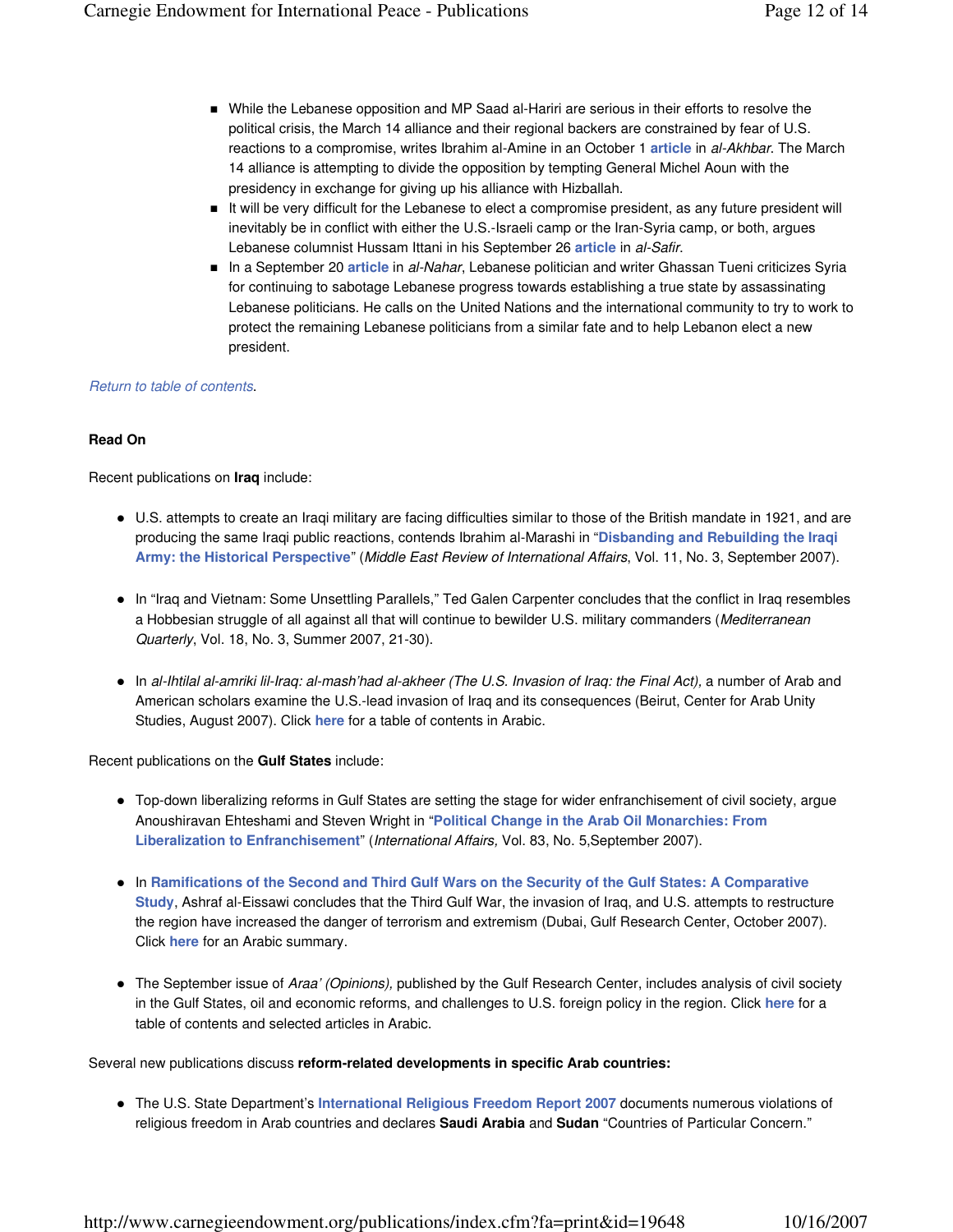- While the Lebanese opposition and MP Saad al-Hariri are serious in their efforts to resolve the political crisis, the March 14 alliance and their regional backers are constrained by fear of U.S. reactions to a compromise, writes Ibrahim al-Amine in an October 1 **article** in *al-Akhbar*. The March 14 alliance is attempting to divide the opposition by tempting General Michel Aoun with the presidency in exchange for giving up his alliance with Hizballah.
- It will be very difficult for the Lebanese to elect a compromise president, as any future president will inevitably be in conflict with either the U.S.-Israeli camp or the Iran-Syria camp, or both, argues Lebanese columnist Hussam Ittani in his September 26 **article** in *al-Safir*.
- In a September 20 **article** in *al-Nahar*, Lebanese politician and writer Ghassan Tueni criticizes Syria for continuing to sabotage Lebanese progress towards establishing a true state by assassinating Lebanese politicians. He calls on the United Nations and the international community to try to work to protect the remaining Lebanese politicians from a similar fate and to help Lebanon elect a new president.

*Return to table of contents*.

**Read On**

Recent publications on **Iraq** include:

- U.S. attempts to create an Iraqi military are facing difficulties similar to those of the British mandate in 1921, and are producing the same Iraqi public reactions, contends Ibrahim al-Marashi in "**Disbanding and Rebuilding the Iraqi Army: the Historical Perspective**" (*Middle East Review of International Affairs*, Vol. 11, No. 3, September 2007).

- In "Iraq and Vietnam: Some Unsettling Parallels," Ted Galen Carpenter concludes that the conflict in Iraq resembles a Hobbesian struggle of all against all that will continue to bewilder U.S. military commanders (*Mediterranean Quarterly*, Vol. 18, No. 3, Summer 2007, 21-30).

- In *al-Ihtilal al-amriki lil-Iraq: al-mash'had al-akheer (The U.S. Invasion of Iraq: the Final Act),* a number of Arab and American scholars examine the U.S.-lead invasion of Iraq and its consequences (Beirut, Center for Arab Unity Studies, August 2007). Click **here** for a table of contents in Arabic.

Recent publications on the **Gulf States** include:

- Top-down liberalizing reforms in Gulf States are setting the stage for wider enfranchisement of civil society, argue Anoushiravan Ehteshami and Steven Wright in "**Political Change in the Arab Oil Monarchies: From Liberalization to Enfranchisement**" (*International Affairs,* Vol. 83, No. 5,September 2007).

- In **Ramifications of the Second and Third Gulf Wars on the Security of the Gulf States: A Comparative Study**, Ashraf al-Eissawi concludes that the Third Gulf War, the invasion of Iraq, and U.S. attempts to restructure the region have increased the danger of terrorism and extremism (Dubai, Gulf Research Center, October 2007). Click **here** for an Arabic summary.

- The September issue of *Araa' (Opinions),* published by the Gulf Research Center, includes analysis of civil society in the Gulf States, oil and economic reforms, and challenges to U.S. foreign policy in the region. Click **here** for a table of contents and selected articles in Arabic.

Several new publications discuss **reform-related developments in specific Arab countries:**

- The U.S. State Department's **International Religious Freedom Report 2007** documents numerous violations of religious freedom in Arab countries and declares **Saudi Arabia** and **Sudan** "Countries of Particular Concern."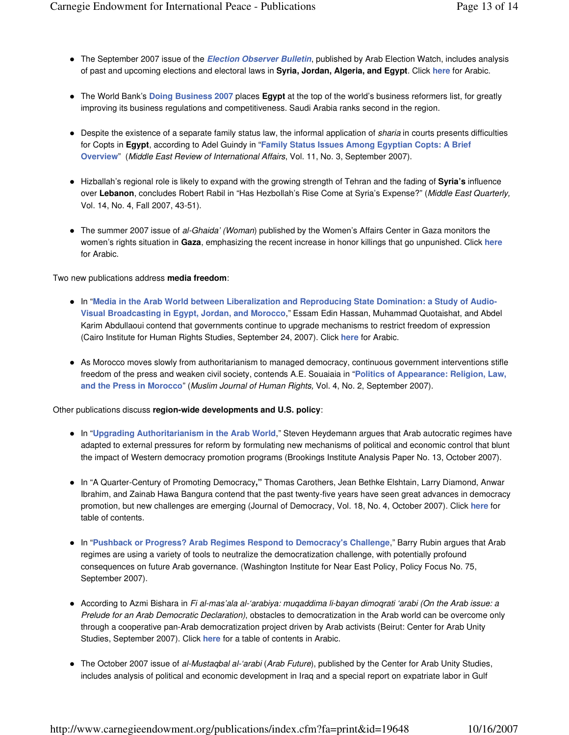- The September 2007 issue of the ***Election Observer Bulletin***, published by Arab Election Watch, includes analysis of past and upcoming elections and electoral laws in **Syria, Jordan, Algeria, and Egypt**. Click **here** for Arabic.

- The World Bank's **Doing Business 2007** places **Egypt** at the top of the world's business reformers list, for greatly improving its business regulations and competitiveness. Saudi Arabia ranks second in the region.

- Despite the existence of a separate family status law, the informal application of *sharia* in courts presents difficulties for Copts in **Egypt**, according to Adel Guindy in "**Family Status Issues Among Egyptian Copts: A Brief Overview**" (*Middle East Review of International Affairs*, Vol. 11, No. 3, September 2007).

- Hizballah's regional role is likely to expand with the growing strength of Tehran and the fading of **Syria's** influence over **Lebanon**, concludes Robert Rabil in "Has Hezbollah's Rise Come at Syria's Expense?" (*Middle East Quarterly,* Vol. 14, No. 4, Fall 2007, 43-51).

- The summer 2007 issue of *al-Ghaida' (Woman*) published by the Women's Affairs Center in Gaza monitors the women's rights situation in **Gaza**, emphasizing the recent increase in honor killings that go unpunished. Click **here** for Arabic.

Two new publications address **media freedom**:

- In "**Media in the Arab World between Liberalization and Reproducing State Domination: a Study of Audio-Visual Broadcasting in Egypt, Jordan, and Morocco**," Essam Edin Hassan, Muhammad Quotaishat, and Abdel Karim Abdullaoui contend that governments continue to upgrade mechanisms to restrict freedom of expression (Cairo Institute for Human Rights Studies, September 24, 2007). Click **here** for Arabic.

- As Morocco moves slowly from authoritarianism to managed democracy, continuous government interventions stifle freedom of the press and weaken civil society, contends A.E. Souaiaia in "**Politics of Appearance: Religion, Law, and the Press in Morocco**" (*Muslim Journal of Human Rights,* Vol. 4, No. 2, September 2007).

Other publications discuss **region-wide developments and U.S. policy**:

- In "**Upgrading Authoritarianism in the Arab World**," Steven Heydemann argues that Arab autocratic regimes have adapted to external pressures for reform by formulating new mechanisms of political and economic control that blunt the impact of Western democracy promotion programs (Brookings Institute Analysis Paper No. 13, October 2007).

- In "A Quarter-Century of Promoting Democracy**,"** Thomas Carothers, Jean Bethke Elshtain, Larry Diamond, Anwar Ibrahim, and Zainab Hawa Bangura contend that the past twenty-five years have seen great advances in democracy promotion, but new challenges are emerging (Journal of Democracy, Vol. 18, No. 4, October 2007). Click **here** for table of contents.

- In "**Pushback or Progress? Arab Regimes Respond to Democracy's Challenge**," Barry Rubin argues that Arab regimes are using a variety of tools to neutralize the democratization challenge, with potentially profound consequences on future Arab governance. (Washington Institute for Near East Policy, Policy Focus No. 75, September 2007).

- According to Azmi Bishara in *Fi al-mas'ala al-'arabiya: muqaddima li-bayan dimoqrati 'arabi (On the Arab issue: a Prelude for an Arab Democratic Declaration)*, obstacles to democratization in the Arab world can be overcome only through a cooperative pan-Arab democratization project driven by Arab activists (Beirut: Center for Arab Unity Studies, September 2007). Click **here** for a table of contents in Arabic.

- The October 2007 issue of *al-Mustaqbal al-'arabi* (*Arab Future*), published by the Center for Arab Unity Studies, includes analysis of political and economic development in Iraq and a special report on expatriate labor in Gulf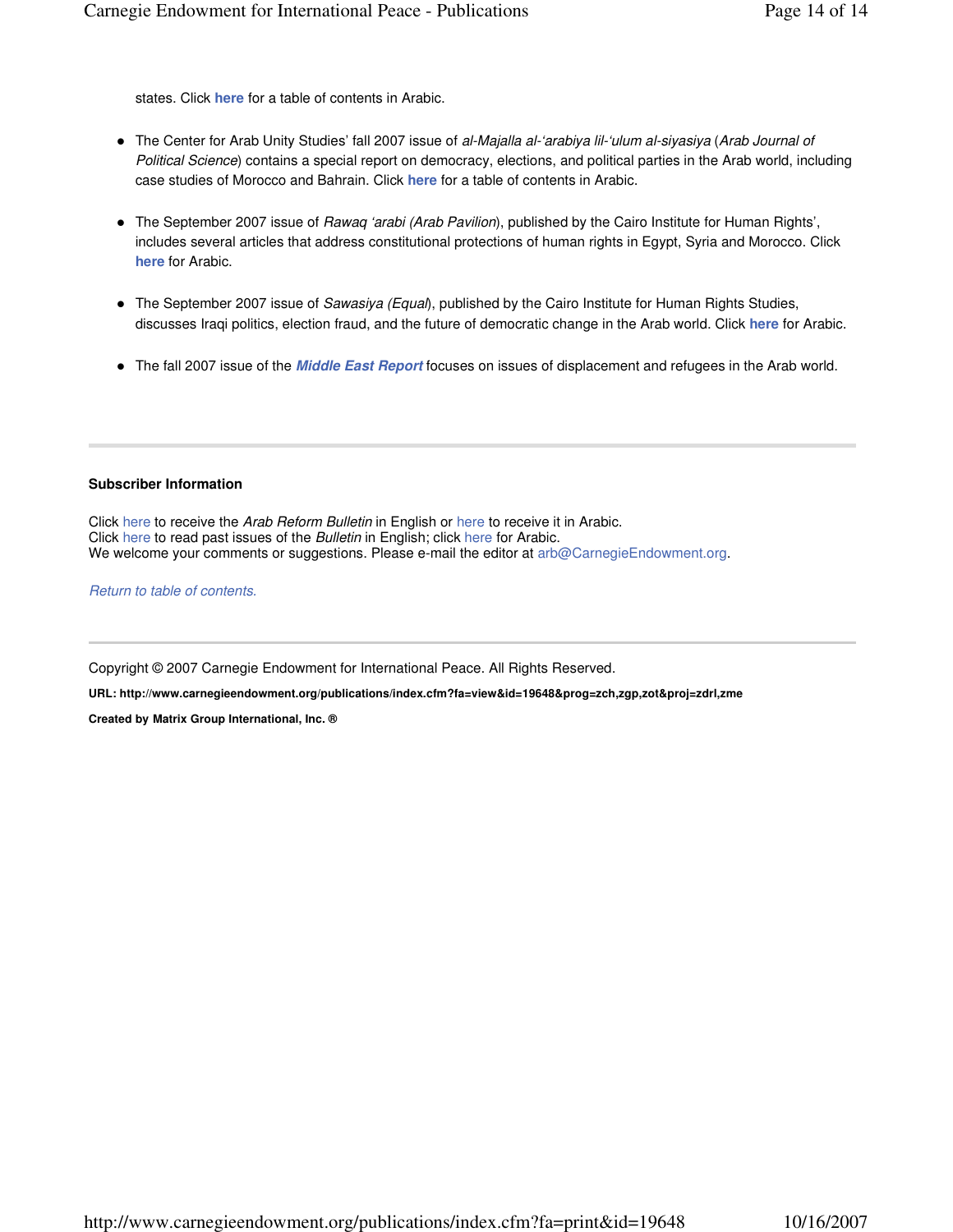states. Click **here** for a table of contents in Arabic.

- The Center for Arab Unity Studies' fall 2007 issue of *al-Majalla al-'arabiya lil-'ulum al-siyasiya* (*Arab Journal of Political Science*) contains a special report on democracy, elections, and political parties in the Arab world, including case studies of Morocco and Bahrain. Click **here** for a table of contents in Arabic.

- The September 2007 issue of *Rawaq 'arabi (Arab Pavilion*), published by the Cairo Institute for Human Rights', includes several articles that address constitutional protections of human rights in Egypt, Syria and Morocco. Click **here** for Arabic.

- The September 2007 issue of *Sawasiya (Equal*), published by the Cairo Institute for Human Rights Studies, discusses Iraqi politics, election fraud, and the future of democratic change in the Arab world. Click **here** for Arabic.

- The fall 2007 issue of the ***Middle East Report*** focuses on issues of displacement and refugees in the Arab world.

---

**Subscriber Information**

Click here to receive the *Arab Reform Bulletin* in English or here to receive it in Arabic.
Click here to read past issues of the *Bulletin* in English; click here for Arabic.
We welcome your comments or suggestions. Please e-mail the editor at arb@CarnegieEndowment.org.

*Return to table of contents.*

---

Copyright © 2007 Carnegie Endowment for International Peace. All Rights Reserved.

**URL: http://www.carnegieendowment.org/publications/index.cfm?fa=view&id=19648&prog=zch,zgp,zot&proj=zdrl,zme**

**Created by Matrix Group International, Inc. ®**